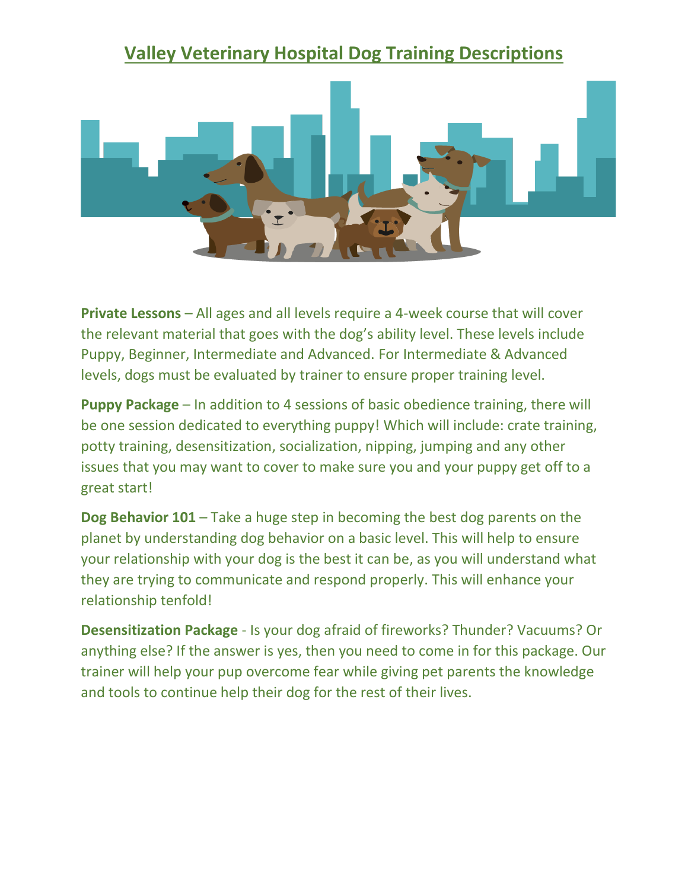# Valley Veterinary Hospital Dog Training Descriptions

**Private Lessons** – All ages and all levels require a 4-week course that will cover the relevant material that goes with the dog's ability level. These levels include Puppy, Beginner, Intermediate and Advanced. For Intermediate & Advanced levels, dogs must be evaluated by trainer to ensure proper training level.

**Puppy Package** – In addition to 4 sessions of basic obedience training, there will be one session dedicated to everything puppy! Which will include: crate training, potty training, desensitization, socialization, nipping, jumping and any other issues that you may want to cover to make sure you and your puppy get off to a great start!

**Dog Behavior 101** – Take a huge step in becoming the best dog parents on the planet by understanding dog behavior on a basic level. This will help to ensure your relationship with your dog is the best it can be, as you will understand what they are trying to communicate and respond properly. This will enhance your relationship tenfold!

**Desensitization Package** - Is your dog afraid of fireworks? Thunder? Vacuums? Or anything else? If the answer is yes, then you need to come in for this package. Our trainer will help your pup overcome fear while giving pet parents the knowledge and tools to continue help their dog for the rest of their lives.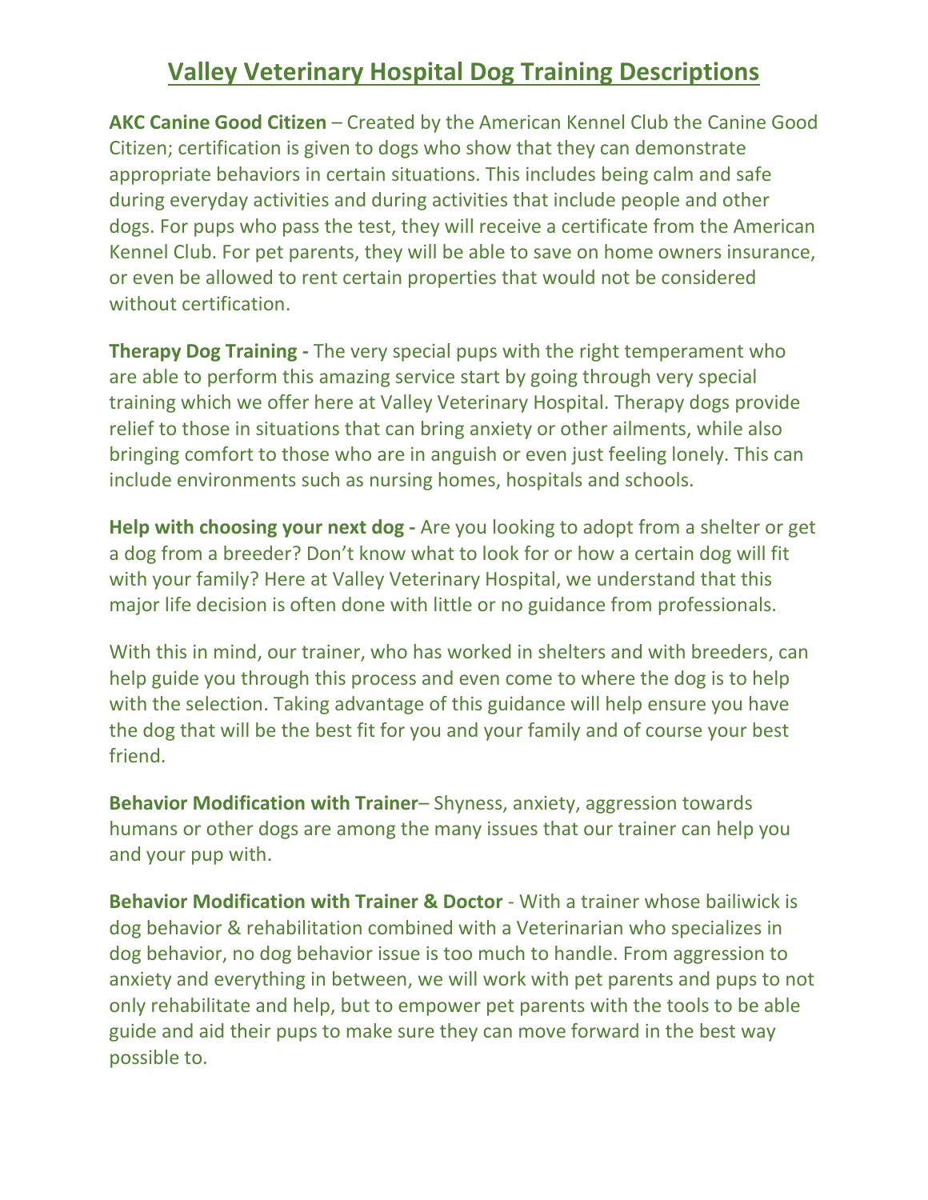# Valley Veterinary Hospital Dog Training Descriptions

**AKC Canine Good Citizen** – Created by the American Kennel Club the Canine Good Citizen; certification is given to dogs who show that they can demonstrate appropriate behaviors in certain situations. This includes being calm and safe during everyday activities and during activities that include people and other dogs. For pups who pass the test, they will receive a certificate from the American Kennel Club. For pet parents, they will be able to save on home owners insurance, or even be allowed to rent certain properties that would not be considered without certification.

**Therapy Dog Training -** The very special pups with the right temperament who are able to perform this amazing service start by going through very special training which we offer here at Valley Veterinary Hospital. Therapy dogs provide relief to those in situations that can bring anxiety or other ailments, while also bringing comfort to those who are in anguish or even just feeling lonely. This can include environments such as nursing homes, hospitals and schools.

**Help with choosing your next dog -** Are you looking to adopt from a shelter or get a dog from a breeder? Don't know what to look for or how a certain dog will fit with your family? Here at Valley Veterinary Hospital, we understand that this major life decision is often done with little or no guidance from professionals.

With this in mind, our trainer, who has worked in shelters and with breeders, can help guide you through this process and even come to where the dog is to help with the selection. Taking advantage of this guidance will help ensure you have the dog that will be the best fit for you and your family and of course your best friend.

**Behavior Modification with Trainer**– Shyness, anxiety, aggression towards humans or other dogs are among the many issues that our trainer can help you and your pup with.

**Behavior Modification with Trainer & Doctor** - With a trainer whose bailiwick is dog behavior & rehabilitation combined with a Veterinarian who specializes in dog behavior, no dog behavior issue is too much to handle. From aggression to anxiety and everything in between, we will work with pet parents and pups to not only rehabilitate and help, but to empower pet parents with the tools to be able guide and aid their pups to make sure they can move forward in the best way possible to.